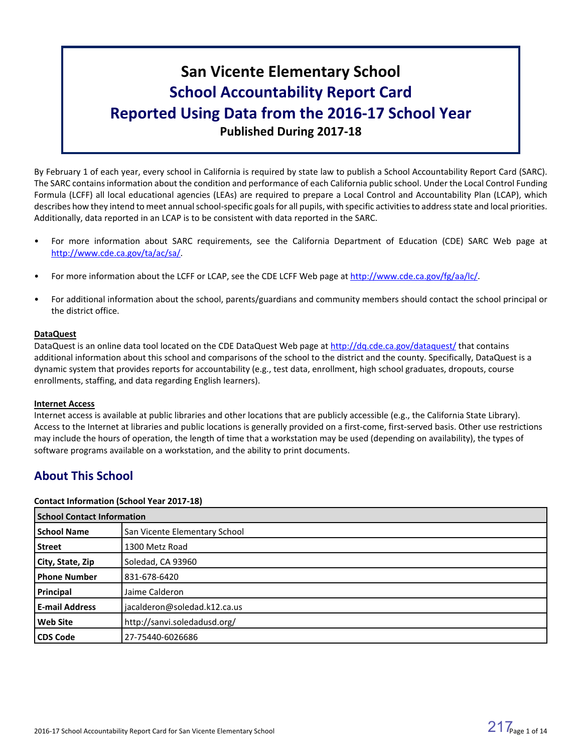# San Vicente Elementary School
## School Accountability Report Card
## Reported Using Data from the 2016-17 School Year
**Published During 2017-18**

By February 1 of each year, every school in California is required by state law to publish a School Accountability Report Card (SARC). The SARC contains information about the condition and performance of each California public school. Under the Local Control Funding Formula (LCFF) all local educational agencies (LEAs) are required to prepare a Local Control and Accountability Plan (LCAP), which describes how they intend to meet annual school-specific goals for all pupils, with specific activities to address state and local priorities. Additionally, data reported in an LCAP is to be consistent with data reported in the SARC.

- For more information about SARC requirements, see the California Department of Education (CDE) SARC Web page at http://www.cde.ca.gov/ta/ac/sa/.
- For more information about the LCFF or LCAP, see the CDE LCFF Web page at http://www.cde.ca.gov/fg/aa/lc/.
- For additional information about the school, parents/guardians and community members should contact the school principal or the district office.

**DataQuest**
DataQuest is an online data tool located on the CDE DataQuest Web page at http://dq.cde.ca.gov/dataquest/ that contains additional information about this school and comparisons of the school to the district and the county. Specifically, DataQuest is a dynamic system that provides reports for accountability (e.g., test data, enrollment, high school graduates, dropouts, course enrollments, staffing, and data regarding English learners).

**Internet Access**
Internet access is available at public libraries and other locations that are publicly accessible (e.g., the California State Library). Access to the Internet at libraries and public locations is generally provided on a first-come, first-served basis. Other use restrictions may include the hours of operation, the length of time that a workstation may be used (depending on availability), the types of software programs available on a workstation, and the ability to print documents.

## About This School

**Contact Information (School Year 2017-18)**

| School Contact Information | |
|---|---|
| **School Name** | San Vicente Elementary School |
| **Street** | 1300 Metz Road |
| **City, State, Zip** | Soledad, CA 93960 |
| **Phone Number** | 831-678-6420 |
| **Principal** | Jaime Calderon |
| **E-mail Address** | jacalderon@soledad.k12.ca.us |
| **Web Site** | http://sanvi.soledadusd.org/ |
| **CDS Code** | 27-75440-6026686 |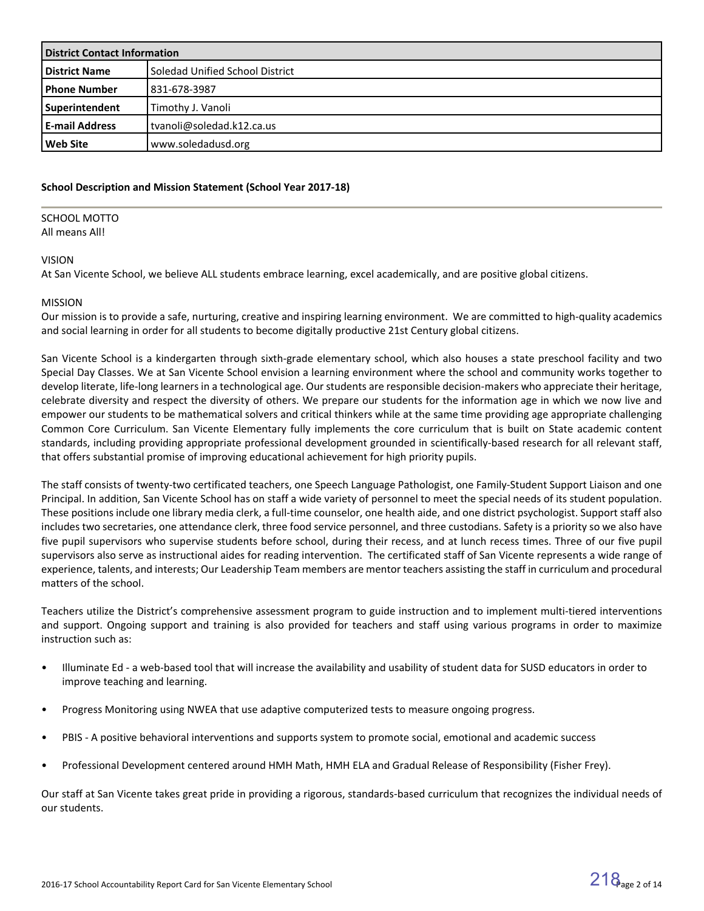| District Contact Information | |
|---|---|
| **District Name** | Soledad Unified School District |
| **Phone Number** | 831-678-3987 |
| **Superintendent** | Timothy J. Vanoli |
| **E-mail Address** | tvanoli@soledad.k12.ca.us |
| **Web Site** | www.soledadusd.org |

### School Description and Mission Statement (School Year 2017-18)

SCHOOL MOTTO
All means All!

VISION
At San Vicente School, we believe ALL students embrace learning, excel academically, and are positive global citizens.

MISSION
Our mission is to provide a safe, nurturing, creative and inspiring learning environment. We are committed to high-quality academics and social learning in order for all students to become digitally productive 21st Century global citizens.

San Vicente School is a kindergarten through sixth-grade elementary school, which also houses a state preschool facility and two Special Day Classes. We at San Vicente School envision a learning environment where the school and community works together to develop literate, life-long learners in a technological age. Our students are responsible decision-makers who appreciate their heritage, celebrate diversity and respect the diversity of others. We prepare our students for the information age in which we now live and empower our students to be mathematical solvers and critical thinkers while at the same time providing age appropriate challenging Common Core Curriculum. San Vicente Elementary fully implements the core curriculum that is built on State academic content standards, including providing appropriate professional development grounded in scientifically-based research for all relevant staff, that offers substantial promise of improving educational achievement for high priority pupils.

The staff consists of twenty-two certificated teachers, one Speech Language Pathologist, one Family-Student Support Liaison and one Principal. In addition, San Vicente School has on staff a wide variety of personnel to meet the special needs of its student population. These positions include one library media clerk, a full-time counselor, one health aide, and one district psychologist. Support staff also includes two secretaries, one attendance clerk, three food service personnel, and three custodians. Safety is a priority so we also have five pupil supervisors who supervise students before school, during their recess, and at lunch recess times. Three of our five pupil supervisors also serve as instructional aides for reading intervention. The certificated staff of San Vicente represents a wide range of experience, talents, and interests; Our Leadership Team members are mentor teachers assisting the staff in curriculum and procedural matters of the school.

Teachers utilize the District's comprehensive assessment program to guide instruction and to implement multi-tiered interventions and support. Ongoing support and training is also provided for teachers and staff using various programs in order to maximize instruction such as:

- Illuminate Ed - a web-based tool that will increase the availability and usability of student data for SUSD educators in order to improve teaching and learning.
- Progress Monitoring using NWEA that use adaptive computerized tests to measure ongoing progress.
- PBIS - A positive behavioral interventions and supports system to promote social, emotional and academic success
- Professional Development centered around HMH Math, HMH ELA and Gradual Release of Responsibility (Fisher Frey).

Our staff at San Vicente takes great pride in providing a rigorous, standards-based curriculum that recognizes the individual needs of our students.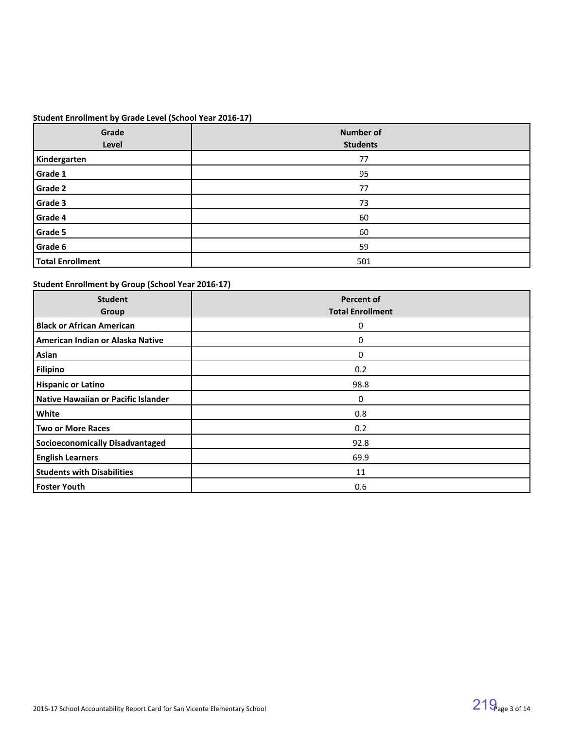**Student Enrollment by Grade Level (School Year 2016-17)**

| Grade Level | Number of Students |
|---|---|
| **Kindergarten** | 77 |
| **Grade 1** | 95 |
| **Grade 2** | 77 |
| **Grade 3** | 73 |
| **Grade 4** | 60 |
| **Grade 5** | 60 |
| **Grade 6** | 59 |
| **Total Enrollment** | 501 |

**Student Enrollment by Group (School Year 2016-17)**

| Student Group | Percent of Total Enrollment |
|---|---|
| **Black or African American** | 0 |
| **American Indian or Alaska Native** | 0 |
| **Asian** | 0 |
| **Filipino** | 0.2 |
| **Hispanic or Latino** | 98.8 |
| **Native Hawaiian or Pacific Islander** | 0 |
| **White** | 0.8 |
| **Two or More Races** | 0.2 |
| **Socioeconomically Disadvantaged** | 92.8 |
| **English Learners** | 69.9 |
| **Students with Disabilities** | 11 |
| **Foster Youth** | 0.6 |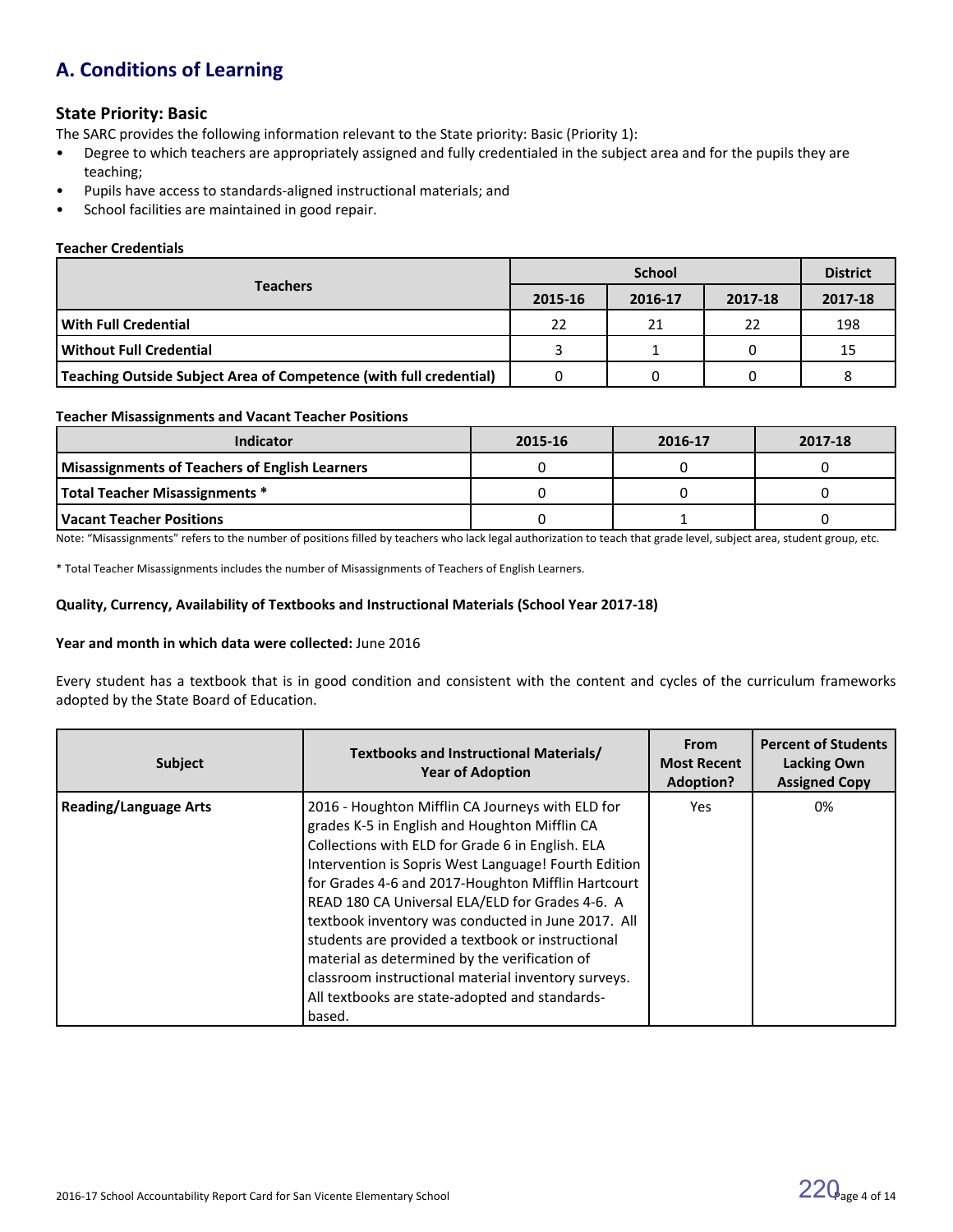## A. Conditions of Learning

### State Priority: Basic

The SARC provides the following information relevant to the State priority: Basic (Priority 1):

- Degree to which teachers are appropriately assigned and fully credentialed in the subject area and for the pupils they are teaching;
- Pupils have access to standards-aligned instructional materials; and
- School facilities are maintained in good repair.

**Teacher Credentials**

| Teachers | School | | | District |
|---|---|---|---|---|
| | 2015-16 | 2016-17 | 2017-18 | 2017-18 |
| **With Full Credential** | 22 | 21 | 22 | 198 |
| **Without Full Credential** | 3 | 1 | 0 | 15 |
| **Teaching Outside Subject Area of Competence (with full credential)** | 0 | 0 | 0 | 8 |

**Teacher Misassignments and Vacant Teacher Positions**

| Indicator | 2015-16 | 2016-17 | 2017-18 |
|---|---|---|---|
| **Misassignments of Teachers of English Learners** | 0 | 0 | 0 |
| **Total Teacher Misassignments *** | 0 | 0 | 0 |
| **Vacant Teacher Positions** | 0 | 1 | 0 |

Note: "Misassignments" refers to the number of positions filled by teachers who lack legal authorization to teach that grade level, subject area, student group, etc.

* Total Teacher Misassignments includes the number of Misassignments of Teachers of English Learners.

**Quality, Currency, Availability of Textbooks and Instructional Materials (School Year 2017-18)**

**Year and month in which data were collected:** June 2016

Every student has a textbook that is in good condition and consistent with the content and cycles of the curriculum frameworks adopted by the State Board of Education.

| Subject | Textbooks and Instructional Materials/ Year of Adoption | From Most Recent Adoption? | Percent of Students Lacking Own Assigned Copy |
|---|---|---|---|
| **Reading/Language Arts** | 2016 - Houghton Mifflin CA Journeys with ELD for grades K-5 in English and Houghton Mifflin CA Collections with ELD for Grade 6 in English. ELA Intervention is Sopris West Language! Fourth Edition for Grades 4-6 and 2017-Houghton Mifflin Hartcourt READ 180 CA Universal ELA/ELD for Grades 4-6. A textbook inventory was conducted in June 2017. All students are provided a textbook or instructional material as determined by the verification of classroom instructional material inventory surveys. All textbooks are state-adopted and standards-based. | Yes | 0% |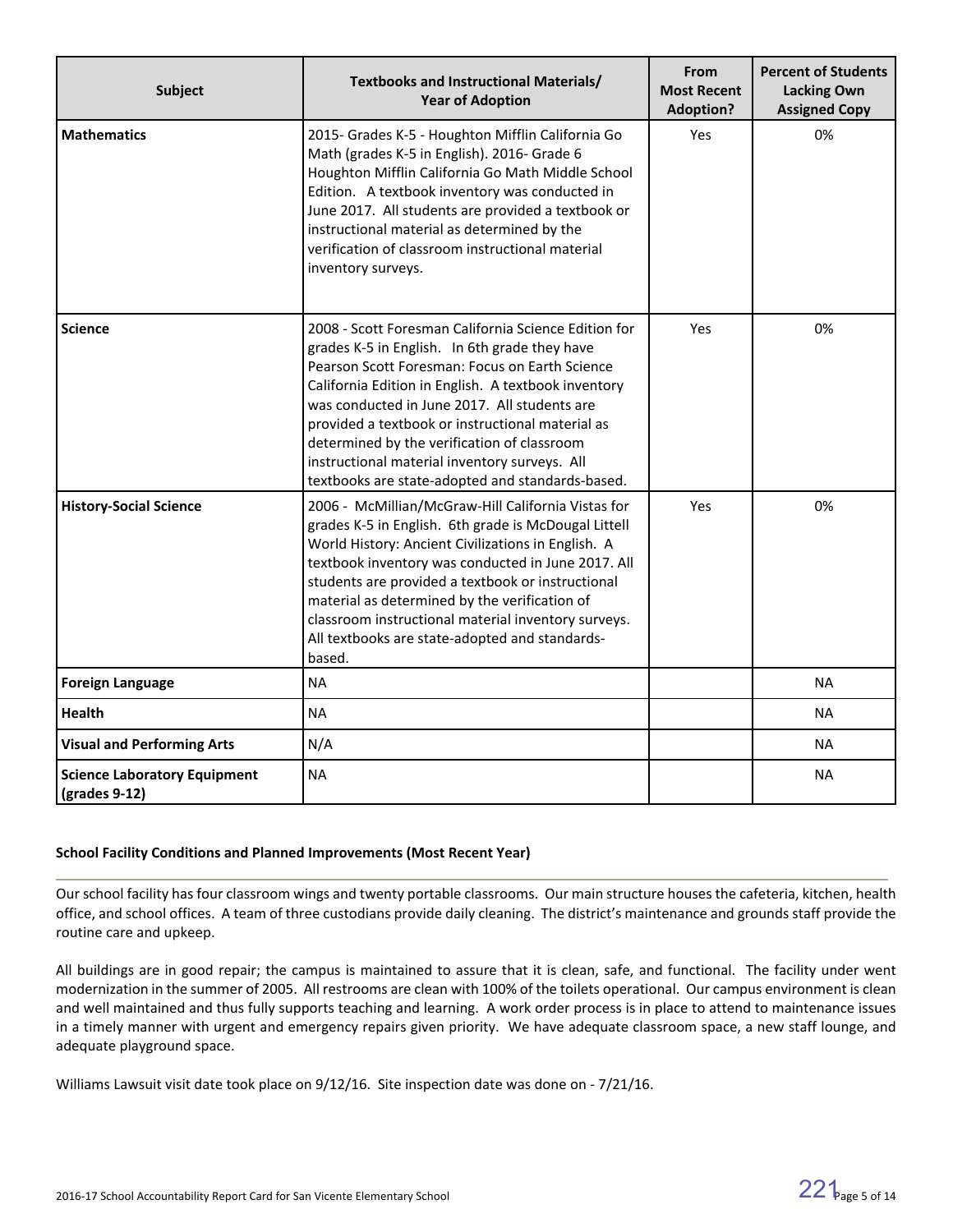| Subject | Textbooks and Instructional Materials/ Year of Adoption | From Most Recent Adoption? | Percent of Students Lacking Own Assigned Copy |
| --- | --- | --- | --- |
| **Mathematics** | 2015- Grades K-5 - Houghton Mifflin California Go Math (grades K-5 in English). 2016- Grade 6 Houghton Mifflin California Go Math Middle School Edition. A textbook inventory was conducted in June 2017. All students are provided a textbook or instructional material as determined by the verification of classroom instructional material inventory surveys. | Yes | 0% |
| **Science** | 2008 - Scott Foresman California Science Edition for grades K-5 in English. In 6th grade they have Pearson Scott Foresman: Focus on Earth Science California Edition in English. A textbook inventory was conducted in June 2017. All students are provided a textbook or instructional material as determined by the verification of classroom instructional material inventory surveys. All textbooks are state-adopted and standards-based. | Yes | 0% |
| **History-Social Science** | 2006 - McMillian/McGraw-Hill California Vistas for grades K-5 in English. 6th grade is McDougal Littell World History: Ancient Civilizations in English. A textbook inventory was conducted in June 2017. All students are provided a textbook or instructional material as determined by the verification of classroom instructional material inventory surveys. All textbooks are state-adopted and standards-based. | Yes | 0% |
| **Foreign Language** | NA | | NA |
| **Health** | NA | | NA |
| **Visual and Performing Arts** | N/A | | NA |
| **Science Laboratory Equipment (grades 9-12)** | NA | | NA |

**School Facility Conditions and Planned Improvements (Most Recent Year)**

Our school facility has four classroom wings and twenty portable classrooms. Our main structure houses the cafeteria, kitchen, health office, and school offices. A team of three custodians provide daily cleaning. The district's maintenance and grounds staff provide the routine care and upkeep.

All buildings are in good repair; the campus is maintained to assure that it is clean, safe, and functional. The facility under went modernization in the summer of 2005. All restrooms are clean with 100% of the toilets operational. Our campus environment is clean and well maintained and thus fully supports teaching and learning. A work order process is in place to attend to maintenance issues in a timely manner with urgent and emergency repairs given priority. We have adequate classroom space, a new staff lounge, and adequate playground space.

Williams Lawsuit visit date took place on 9/12/16. Site inspection date was done on - 7/21/16.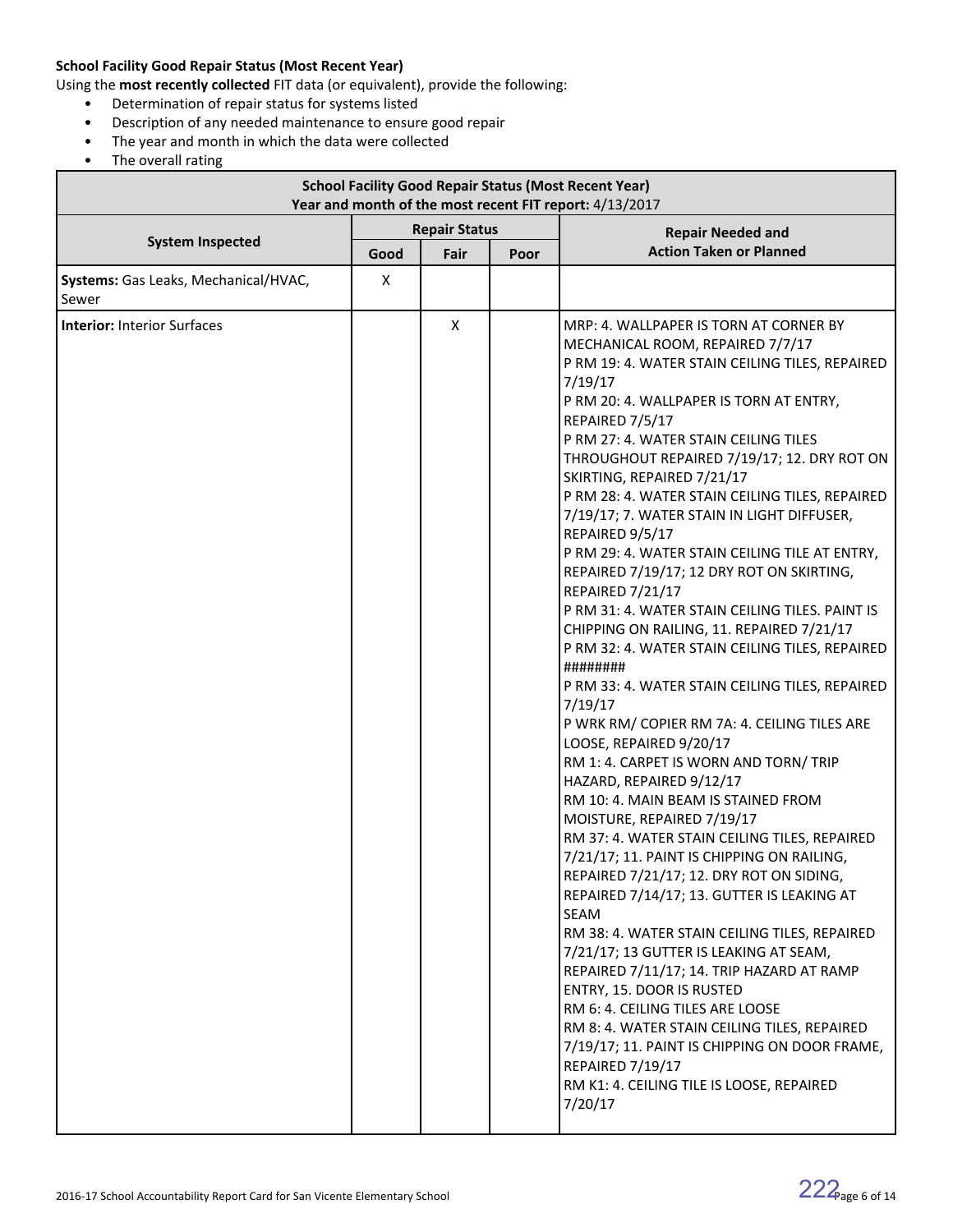**School Facility Good Repair Status (Most Recent Year)**

Using the **most recently collected** FIT data (or equivalent), provide the following:

- Determination of repair status for systems listed
- Description of any needed maintenance to ensure good repair
- The year and month in which the data were collected
- The overall rating

| School Facility Good Repair Status (Most Recent Year) Year and month of the most recent FIT report: 4/13/2017 | | | | |
|---|---|---|---|---|
| System Inspected | Repair Status | | | Repair Needed and Action Taken or Planned |
| | Good | Fair | Poor | |
| **Systems:** Gas Leaks, Mechanical/HVAC, Sewer | X | | | |
| **Interior:** Interior Surfaces | | X | | MRP: 4. WALLPAPER IS TORN AT CORNER BY MECHANICAL ROOM, REPAIRED 7/7/17<br>P RM 19: 4. WATER STAIN CEILING TILES, REPAIRED 7/19/17<br>P RM 20: 4. WALLPAPER IS TORN AT ENTRY, REPAIRED 7/5/17<br>P RM 27: 4. WATER STAIN CEILING TILES THROUGHOUT REPAIRED 7/19/17; 12. DRY ROT ON SKIRTING, REPAIRED 7/21/17<br>P RM 28: 4. WATER STAIN CEILING TILES, REPAIRED 7/19/17; 7. WATER STAIN IN LIGHT DIFFUSER, REPAIRED 9/5/17<br>P RM 29: 4. WATER STAIN CEILING TILE AT ENTRY, REPAIRED 7/19/17; 12 DRY ROT ON SKIRTING, REPAIRED 7/21/17<br>P RM 31: 4. WATER STAIN CEILING TILES. PAINT IS CHIPPING ON RAILING, 11. REPAIRED 7/21/17<br>P RM 32: 4. WATER STAIN CEILING TILES, REPAIRED ########<br>P RM 33: 4. WATER STAIN CEILING TILES, REPAIRED 7/19/17<br>P WRK RM/ COPIER RM 7A: 4. CEILING TILES ARE LOOSE, REPAIRED 9/20/17<br>RM 1: 4. CARPET IS WORN AND TORN/ TRIP HAZARD, REPAIRED 9/12/17<br>RM 10: 4. MAIN BEAM IS STAINED FROM MOISTURE, REPAIRED 7/19/17<br>RM 37: 4. WATER STAIN CEILING TILES, REPAIRED 7/21/17; 11. PAINT IS CHIPPING ON RAILING, REPAIRED 7/21/17; 12. DRY ROT ON SIDING, REPAIRED 7/14/17; 13. GUTTER IS LEAKING AT SEAM<br>RM 38: 4. WATER STAIN CEILING TILES, REPAIRED 7/21/17; 13 GUTTER IS LEAKING AT SEAM, REPAIRED 7/11/17; 14. TRIP HAZARD AT RAMP ENTRY, 15. DOOR IS RUSTED<br>RM 6: 4. CEILING TILES ARE LOOSE<br>RM 8: 4. WATER STAIN CEILING TILES, REPAIRED 7/19/17; 11. PAINT IS CHIPPING ON DOOR FRAME, REPAIRED 7/19/17<br>RM K1: 4. CEILING TILE IS LOOSE, REPAIRED 7/20/17 |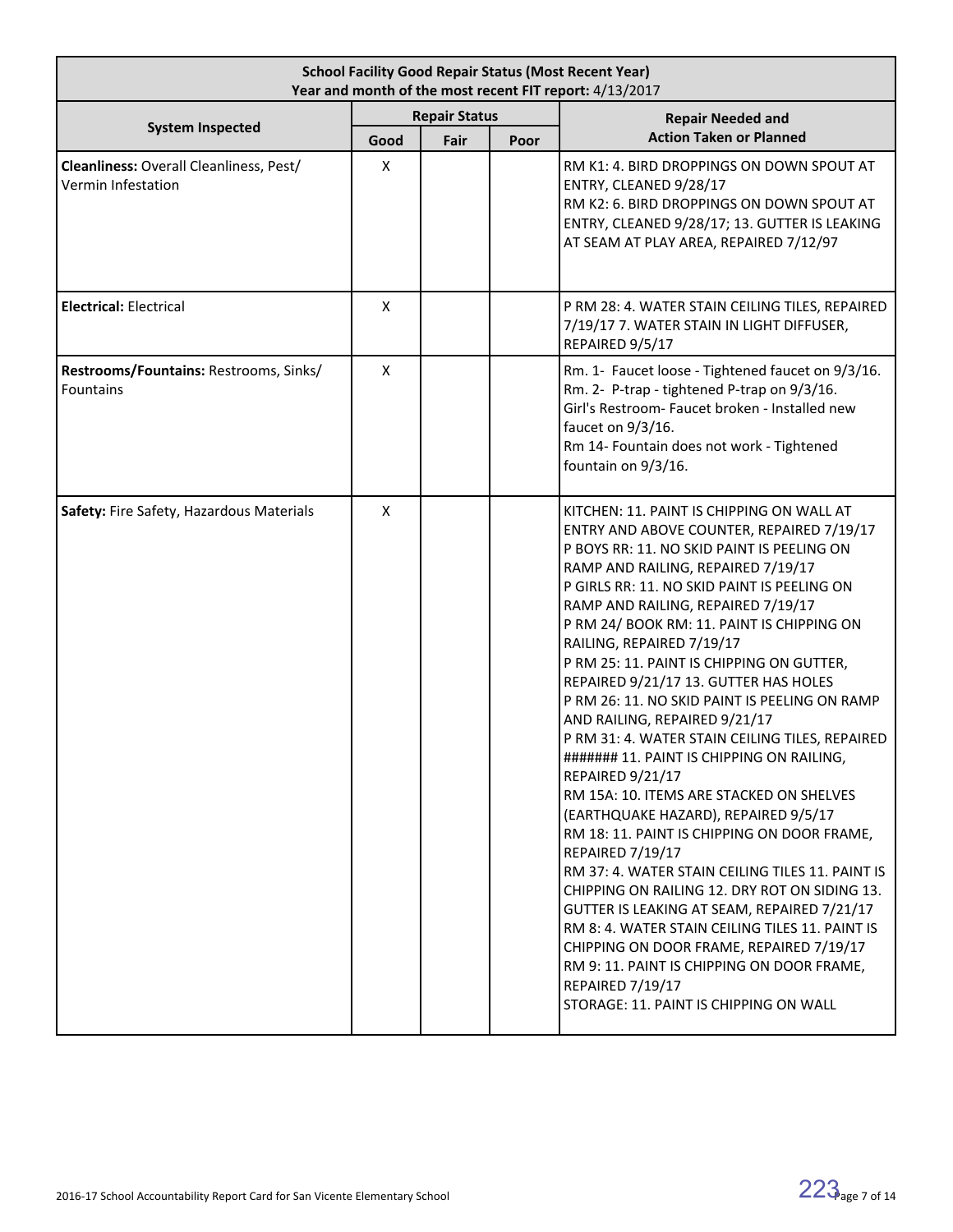| School Facility Good Repair Status (Most Recent Year)<br>Year and month of the most recent FIT report: 4/13/2017 | | | | |
|---|---|---|---|---|
| **System Inspected** | **Repair Status** | | | **Repair Needed and Action Taken or Planned** |
| | **Good** | **Fair** | **Poor** | |
| **Cleanliness:** Overall Cleanliness, Pest/ Vermin Infestation | X | | | RM K1: 4. BIRD DROPPINGS ON DOWN SPOUT AT ENTRY, CLEANED 9/28/17<br>RM K2: 6. BIRD DROPPINGS ON DOWN SPOUT AT ENTRY, CLEANED 9/28/17; 13. GUTTER IS LEAKING AT SEAM AT PLAY AREA, REPAIRED 7/12/97 |
| **Electrical:** Electrical | X | | | P RM 28: 4. WATER STAIN CEILING TILES, REPAIRED 7/19/17 7. WATER STAIN IN LIGHT DIFFUSER, REPAIRED 9/5/17 |
| **Restrooms/Fountains:** Restrooms, Sinks/ Fountains | X | | | Rm. 1- Faucet loose - Tightened faucet on 9/3/16.<br>Rm. 2- P-trap - tightened P-trap on 9/3/16.<br>Girl's Restroom- Faucet broken - Installed new faucet on 9/3/16.<br>Rm 14- Fountain does not work - Tightened fountain on 9/3/16. |
| **Safety:** Fire Safety, Hazardous Materials | X | | | KITCHEN: 11. PAINT IS CHIPPING ON WALL AT ENTRY AND ABOVE COUNTER, REPAIRED 7/19/17<br>P BOYS RR: 11. NO SKID PAINT IS PEELING ON RAMP AND RAILING, REPAIRED 7/19/17<br>P GIRLS RR: 11. NO SKID PAINT IS PEELING ON RAMP AND RAILING, REPAIRED 7/19/17<br>P RM 24/ BOOK RM: 11. PAINT IS CHIPPING ON RAILING, REPAIRED 7/19/17<br>P RM 25: 11. PAINT IS CHIPPING ON GUTTER, REPAIRED 9/21/17 13. GUTTER HAS HOLES<br>P RM 26: 11. NO SKID PAINT IS PEELING ON RAMP AND RAILING, REPAIRED 9/21/17<br>P RM 31: 4. WATER STAIN CEILING TILES, REPAIRED ####### 11. PAINT IS CHIPPING ON RAILING, REPAIRED 9/21/17<br>RM 15A: 10. ITEMS ARE STACKED ON SHELVES (EARTHQUAKE HAZARD), REPAIRED 9/5/17<br>RM 18: 11. PAINT IS CHIPPING ON DOOR FRAME, REPAIRED 7/19/17<br>RM 37: 4. WATER STAIN CEILING TILES 11. PAINT IS CHIPPING ON RAILING 12. DRY ROT ON SIDING 13. GUTTER IS LEAKING AT SEAM, REPAIRED 7/21/17<br>RM 8: 4. WATER STAIN CEILING TILES 11. PAINT IS CHIPPING ON DOOR FRAME, REPAIRED 7/19/17<br>RM 9: 11. PAINT IS CHIPPING ON DOOR FRAME, REPAIRED 7/19/17<br>STORAGE: 11. PAINT IS CHIPPING ON WALL |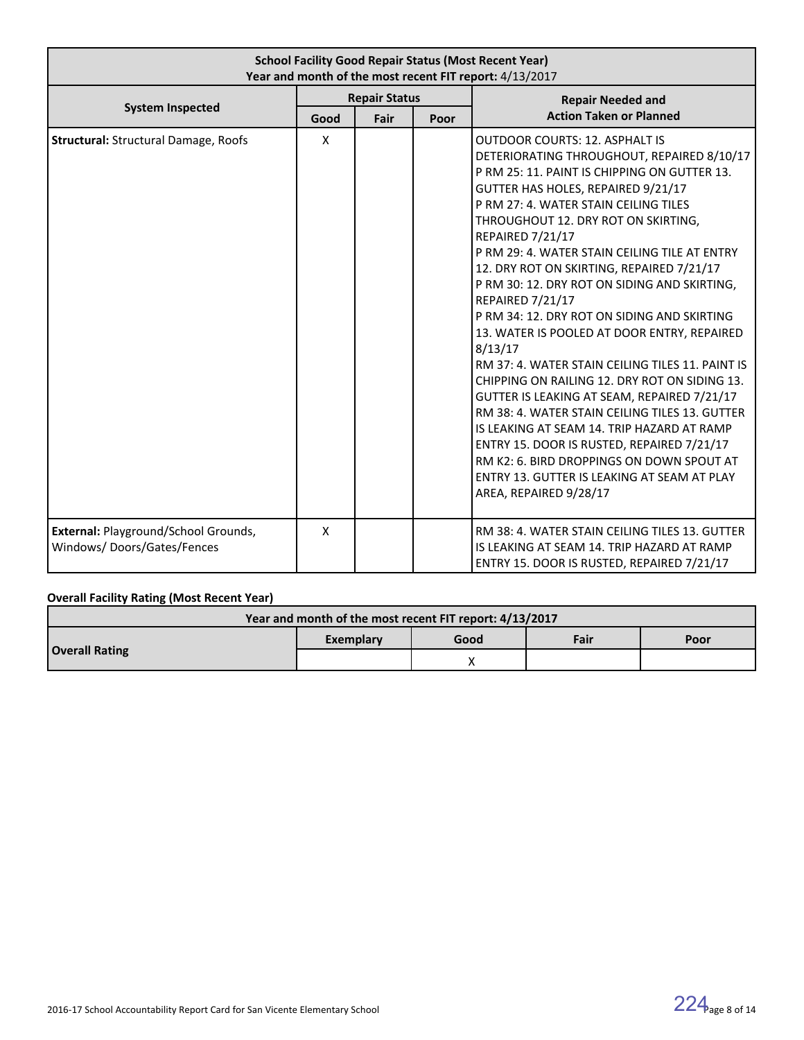| School Facility Good Repair Status (Most Recent Year)<br>Year and month of the most recent FIT report: 4/13/2017 | | | | |
|---|---|---|---|---|
| System Inspected | Repair Status | | | Repair Needed and Action Taken or Planned |
| | Good | Fair | Poor | |
| **Structural:** Structural Damage, Roofs | X | | | OUTDOOR COURTS: 12. ASPHALT IS DETERIORATING THROUGHOUT, REPAIRED 8/10/17<br>P RM 25: 11. PAINT IS CHIPPING ON GUTTER 13. GUTTER HAS HOLES, REPAIRED 9/21/17<br>P RM 27: 4. WATER STAIN CEILING TILES THROUGHOUT 12. DRY ROT ON SKIRTING, REPAIRED 7/21/17<br>P RM 29: 4. WATER STAIN CEILING TILE AT ENTRY 12. DRY ROT ON SKIRTING, REPAIRED 7/21/17<br>P RM 30: 12. DRY ROT ON SIDING AND SKIRTING, REPAIRED 7/21/17<br>P RM 34: 12. DRY ROT ON SIDING AND SKIRTING 13. WATER IS POOLED AT DOOR ENTRY, REPAIRED 8/13/17<br>RM 37: 4. WATER STAIN CEILING TILES 11. PAINT IS CHIPPING ON RAILING 12. DRY ROT ON SIDING 13. GUTTER IS LEAKING AT SEAM, REPAIRED 7/21/17<br>RM 38: 4. WATER STAIN CEILING TILES 13. GUTTER IS LEAKING AT SEAM 14. TRIP HAZARD AT RAMP ENTRY 15. DOOR IS RUSTED, REPAIRED 7/21/17<br>RM K2: 6. BIRD DROPPINGS ON DOWN SPOUT AT ENTRY 13. GUTTER IS LEAKING AT SEAM AT PLAY AREA, REPAIRED 9/28/17 |
| **External:** Playground/School Grounds, Windows/ Doors/Gates/Fences | X | | | RM 38: 4. WATER STAIN CEILING TILES 13. GUTTER IS LEAKING AT SEAM 14. TRIP HAZARD AT RAMP ENTRY 15. DOOR IS RUSTED, REPAIRED 7/21/17 |

**Overall Facility Rating (Most Recent Year)**

| Year and month of the most recent FIT report: 4/13/2017 | | | | |
|---|---|---|---|---|
| **Overall Rating** | Exemplary | Good | Fair | Poor |
| | | X | | |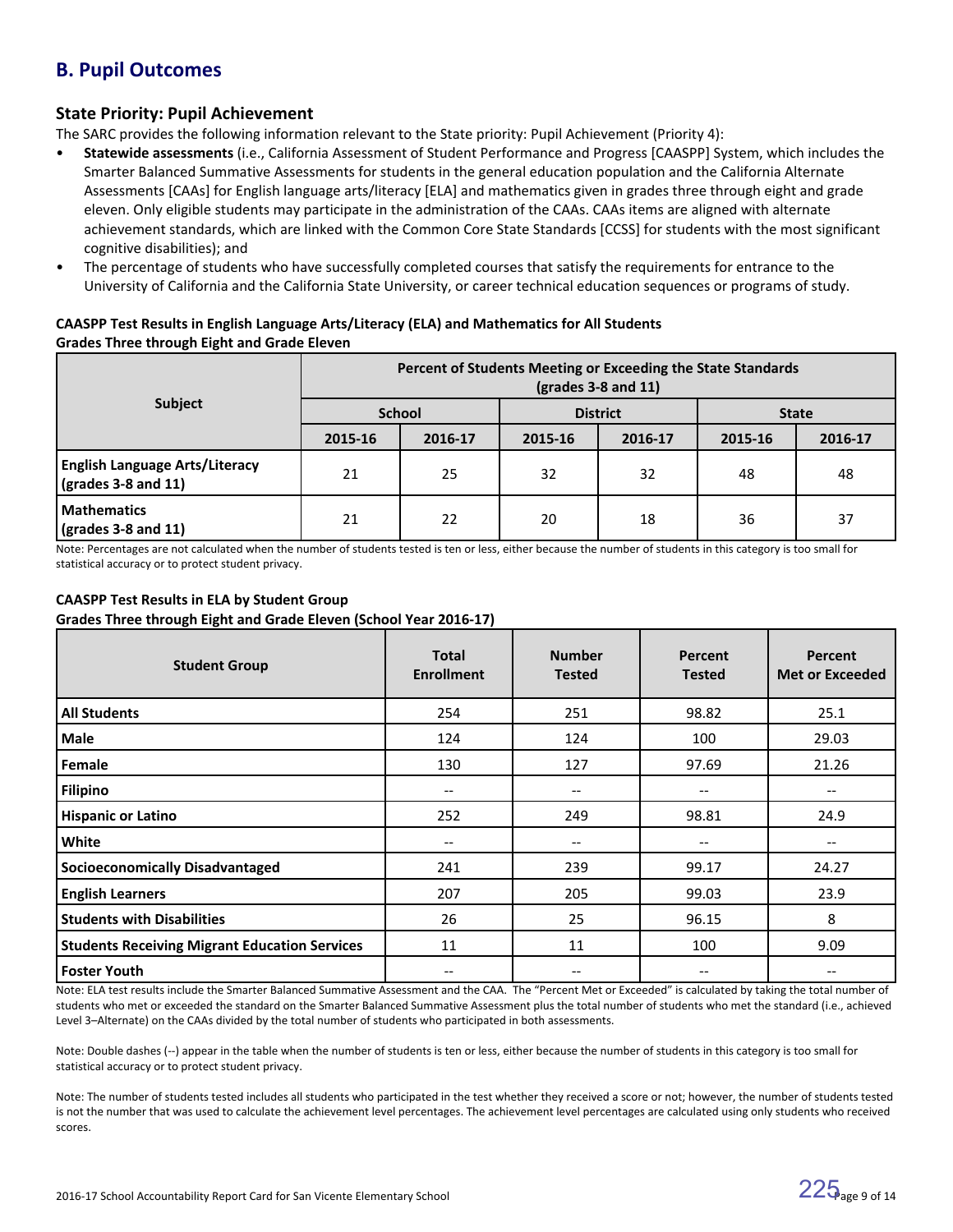## B. Pupil Outcomes

### State Priority: Pupil Achievement

The SARC provides the following information relevant to the State priority: Pupil Achievement (Priority 4):

- **Statewide assessments** (i.e., California Assessment of Student Performance and Progress [CAASPP] System, which includes the Smarter Balanced Summative Assessments for students in the general education population and the California Alternate Assessments [CAAs] for English language arts/literacy [ELA] and mathematics given in grades three through eight and grade eleven. Only eligible students may participate in the administration of the CAAs. CAAs items are aligned with alternate achievement standards, which are linked with the Common Core State Standards [CCSS] for students with the most significant cognitive disabilities); and
- The percentage of students who have successfully completed courses that satisfy the requirements for entrance to the University of California and the California State University, or career technical education sequences or programs of study.

**CAASPP Test Results in English Language Arts/Literacy (ELA) and Mathematics for All Students**
**Grades Three through Eight and Grade Eleven**

| Subject | Percent of Students Meeting or Exceeding the State Standards (grades 3-8 and 11) | | | | | |
|---|---|---|---|---|---|---|
| | School | | District | | State | |
| | 2015-16 | 2016-17 | 2015-16 | 2016-17 | 2015-16 | 2016-17 |
| **English Language Arts/Literacy (grades 3-8 and 11)** | 21 | 25 | 32 | 32 | 48 | 48 |
| **Mathematics (grades 3-8 and 11)** | 21 | 22 | 20 | 18 | 36 | 37 |

Note: Percentages are not calculated when the number of students tested is ten or less, either because the number of students in this category is too small for statistical accuracy or to protect student privacy.

**CAASPP Test Results in ELA by Student Group**
**Grades Three through Eight and Grade Eleven (School Year 2016-17)**

| Student Group | Total Enrollment | Number Tested | Percent Tested | Percent Met or Exceeded |
|---|---|---|---|---|
| **All Students** | 254 | 251 | 98.82 | 25.1 |
| **Male** | 124 | 124 | 100 | 29.03 |
| **Female** | 130 | 127 | 97.69 | 21.26 |
| **Filipino** | -- | -- | -- | -- |
| **Hispanic or Latino** | 252 | 249 | 98.81 | 24.9 |
| **White** | -- | -- | -- | -- |
| **Socioeconomically Disadvantaged** | 241 | 239 | 99.17 | 24.27 |
| **English Learners** | 207 | 205 | 99.03 | 23.9 |
| **Students with Disabilities** | 26 | 25 | 96.15 | 8 |
| **Students Receiving Migrant Education Services** | 11 | 11 | 100 | 9.09 |
| **Foster Youth** | -- | -- | -- | -- |

Note: ELA test results include the Smarter Balanced Summative Assessment and the CAA. The "Percent Met or Exceeded" is calculated by taking the total number of students who met or exceeded the standard on the Smarter Balanced Summative Assessment plus the total number of students who met the standard (i.e., achieved Level 3–Alternate) on the CAAs divided by the total number of students who participated in both assessments.

Note: Double dashes (--) appear in the table when the number of students is ten or less, either because the number of students in this category is too small for statistical accuracy or to protect student privacy.

Note: The number of students tested includes all students who participated in the test whether they received a score or not; however, the number of students tested is not the number that was used to calculate the achievement level percentages. The achievement level percentages are calculated using only students who received scores.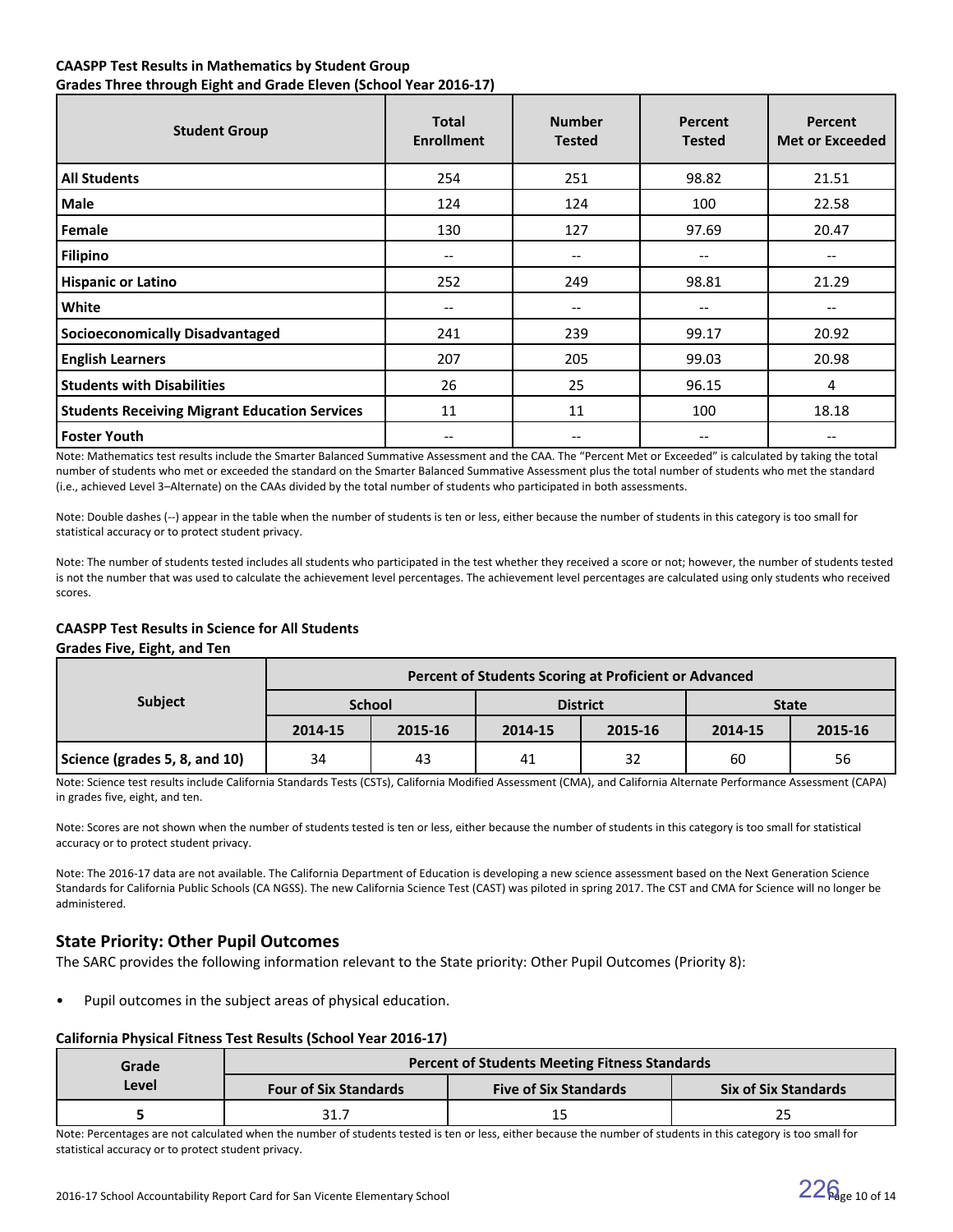**CAASPP Test Results in Mathematics by Student Group**
**Grades Three through Eight and Grade Eleven (School Year 2016-17)**

| Student Group | Total Enrollment | Number Tested | Percent Tested | Percent Met or Exceeded |
|---|---|---|---|---|
| **All Students** | 254 | 251 | 98.82 | 21.51 |
| **Male** | 124 | 124 | 100 | 22.58 |
| **Female** | 130 | 127 | 97.69 | 20.47 |
| **Filipino** | -- | -- | -- | -- |
| **Hispanic or Latino** | 252 | 249 | 98.81 | 21.29 |
| **White** | -- | -- | -- | -- |
| **Socioeconomically Disadvantaged** | 241 | 239 | 99.17 | 20.92 |
| **English Learners** | 207 | 205 | 99.03 | 20.98 |
| **Students with Disabilities** | 26 | 25 | 96.15 | 4 |
| **Students Receiving Migrant Education Services** | 11 | 11 | 100 | 18.18 |
| **Foster Youth** | -- | -- | -- | -- |

Note: Mathematics test results include the Smarter Balanced Summative Assessment and the CAA. The "Percent Met or Exceeded" is calculated by taking the total number of students who met or exceeded the standard on the Smarter Balanced Summative Assessment plus the total number of students who met the standard (i.e., achieved Level 3–Alternate) on the CAAs divided by the total number of students who participated in both assessments.

Note: Double dashes (--) appear in the table when the number of students is ten or less, either because the number of students in this category is too small for statistical accuracy or to protect student privacy.

Note: The number of students tested includes all students who participated in the test whether they received a score or not; however, the number of students tested is not the number that was used to calculate the achievement level percentages. The achievement level percentages are calculated using only students who received scores.

**CAASPP Test Results in Science for All Students**
**Grades Five, Eight, and Ten**

| Subject | Percent of Students Scoring at Proficient or Advanced | | | | | |
|---|---|---|---|---|---|---|
| | School | | District | | State | |
| | 2014-15 | 2015-16 | 2014-15 | 2015-16 | 2014-15 | 2015-16 |
| **Science (grades 5, 8, and 10)** | 34 | 43 | 41 | 32 | 60 | 56 |

Note: Science test results include California Standards Tests (CSTs), California Modified Assessment (CMA), and California Alternate Performance Assessment (CAPA) in grades five, eight, and ten.

Note: Scores are not shown when the number of students tested is ten or less, either because the number of students in this category is too small for statistical accuracy or to protect student privacy.

Note: The 2016-17 data are not available. The California Department of Education is developing a new science assessment based on the Next Generation Science Standards for California Public Schools (CA NGSS). The new California Science Test (CAST) was piloted in spring 2017. The CST and CMA for Science will no longer be administered.

## State Priority: Other Pupil Outcomes

The SARC provides the following information relevant to the State priority: Other Pupil Outcomes (Priority 8):

- Pupil outcomes in the subject areas of physical education.

**California Physical Fitness Test Results (School Year 2016-17)**

| Grade Level | Percent of Students Meeting Fitness Standards | | |
|---|---|---|---|
| | Four of Six Standards | Five of Six Standards | Six of Six Standards |
| **5** | 31.7 | 15 | 25 |

Note: Percentages are not calculated when the number of students tested is ten or less, either because the number of students in this category is too small for statistical accuracy or to protect student privacy.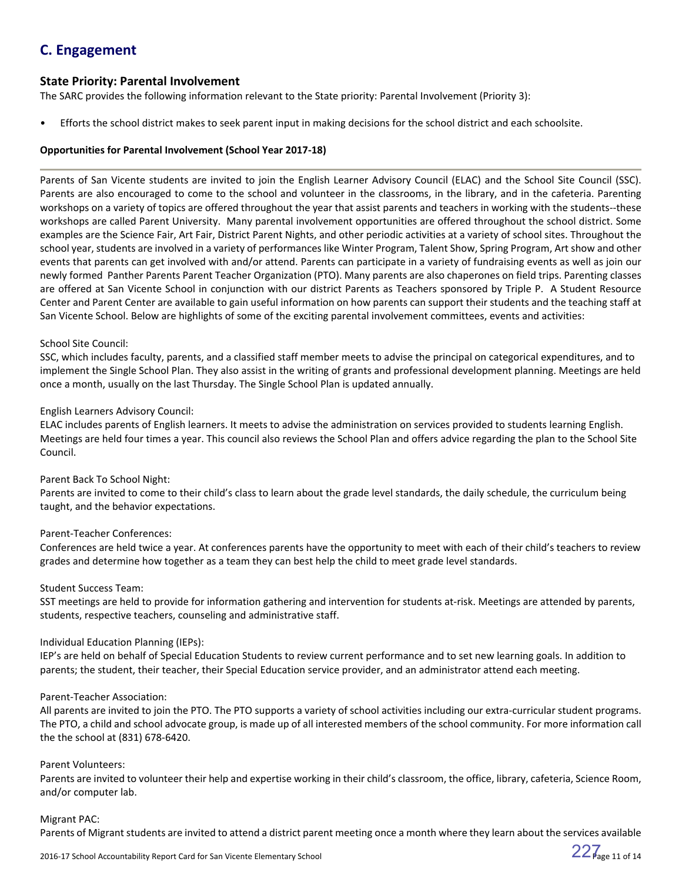## C. Engagement

### State Priority: Parental Involvement

The SARC provides the following information relevant to the State priority: Parental Involvement (Priority 3):

- Efforts the school district makes to seek parent input in making decisions for the school district and each schoolsite.

**Opportunities for Parental Involvement (School Year 2017-18)**

Parents of San Vicente students are invited to join the English Learner Advisory Council (ELAC) and the School Site Council (SSC). Parents are also encouraged to come to the school and volunteer in the classrooms, in the library, and in the cafeteria. Parenting workshops on a variety of topics are offered throughout the year that assist parents and teachers in working with the students--these workshops are called Parent University. Many parental involvement opportunities are offered throughout the school district. Some examples are the Science Fair, Art Fair, District Parent Nights, and other periodic activities at a variety of school sites. Throughout the school year, students are involved in a variety of performances like Winter Program, Talent Show, Spring Program, Art show and other events that parents can get involved with and/or attend. Parents can participate in a variety of fundraising events as well as join our newly formed Panther Parents Parent Teacher Organization (PTO). Many parents are also chaperones on field trips. Parenting classes are offered at San Vicente School in conjunction with our district Parents as Teachers sponsored by Triple P. A Student Resource Center and Parent Center are available to gain useful information on how parents can support their students and the teaching staff at San Vicente School. Below are highlights of some of the exciting parental involvement committees, events and activities:

School Site Council:
SSC, which includes faculty, parents, and a classified staff member meets to advise the principal on categorical expenditures, and to implement the Single School Plan. They also assist in the writing of grants and professional development planning. Meetings are held once a month, usually on the last Thursday. The Single School Plan is updated annually.

English Learners Advisory Council:
ELAC includes parents of English learners. It meets to advise the administration on services provided to students learning English. Meetings are held four times a year. This council also reviews the School Plan and offers advice regarding the plan to the School Site Council.

Parent Back To School Night:
Parents are invited to come to their child's class to learn about the grade level standards, the daily schedule, the curriculum being taught, and the behavior expectations.

Parent-Teacher Conferences:
Conferences are held twice a year. At conferences parents have the opportunity to meet with each of their child's teachers to review grades and determine how together as a team they can best help the child to meet grade level standards.

Student Success Team:
SST meetings are held to provide for information gathering and intervention for students at-risk. Meetings are attended by parents, students, respective teachers, counseling and administrative staff.

Individual Education Planning (IEPs):
IEP's are held on behalf of Special Education Students to review current performance and to set new learning goals. In addition to parents; the student, their teacher, their Special Education service provider, and an administrator attend each meeting.

Parent-Teacher Association:
All parents are invited to join the PTO. The PTO supports a variety of school activities including our extra-curricular student programs. The PTO, a child and school advocate group, is made up of all interested members of the school community. For more information call the the school at (831) 678-6420.

Parent Volunteers:
Parents are invited to volunteer their help and expertise working in their child's classroom, the office, library, cafeteria, Science Room, and/or computer lab.

Migrant PAC:
Parents of Migrant students are invited to attend a district parent meeting once a month where they learn about the services available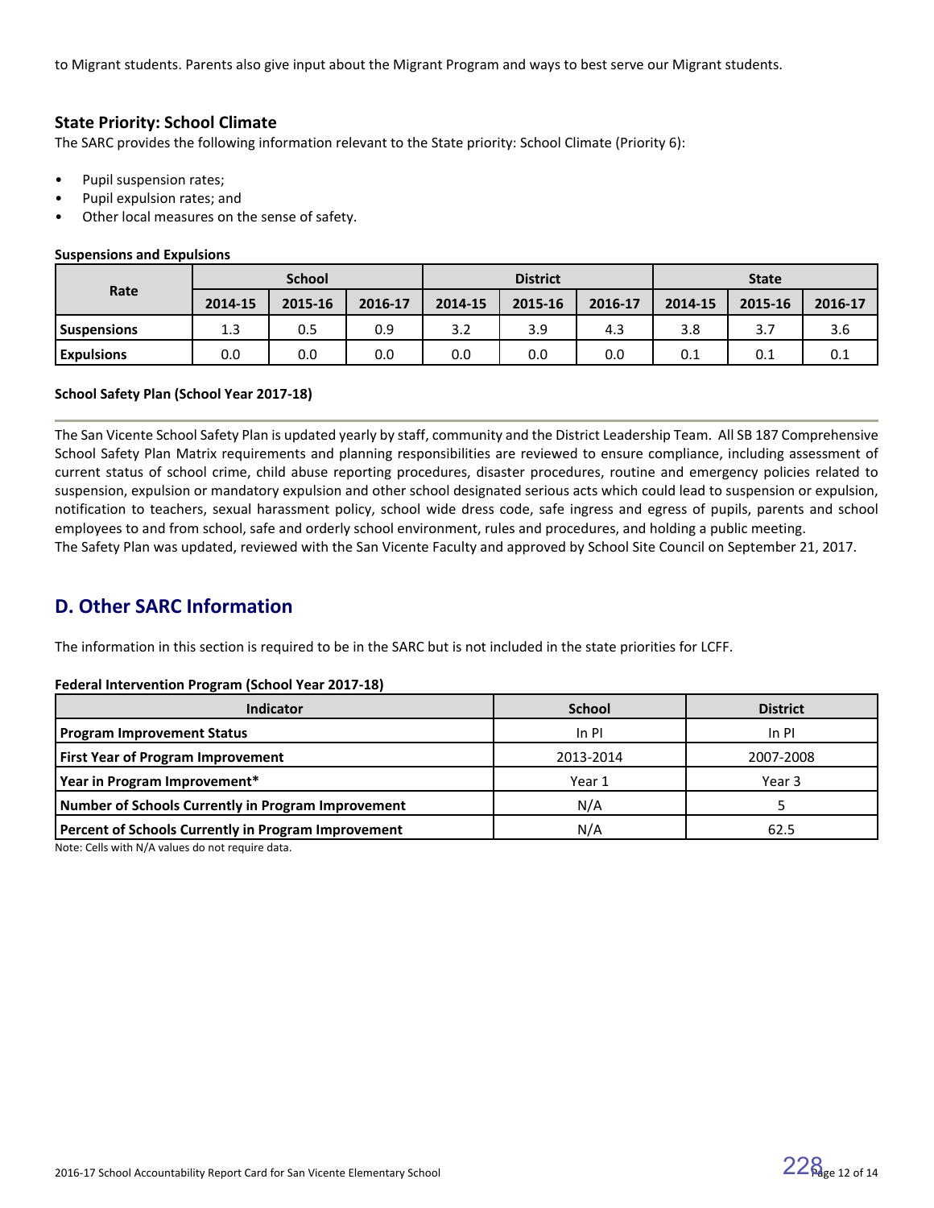to Migrant students. Parents also give input about the Migrant Program and ways to best serve our Migrant students.

### State Priority: School Climate

The SARC provides the following information relevant to the State priority: School Climate (Priority 6):

- Pupil suspension rates;
- Pupil expulsion rates; and
- Other local measures on the sense of safety.

**Suspensions and Expulsions**

| Rate | School | | | District | | | State | | |
|---|---|---|---|---|---|---|---|---|---|
| | 2014-15 | 2015-16 | 2016-17 | 2014-15 | 2015-16 | 2016-17 | 2014-15 | 2015-16 | 2016-17 |
| **Suspensions** | 1.3 | 0.5 | 0.9 | 3.2 | 3.9 | 4.3 | 3.8 | 3.7 | 3.6 |
| **Expulsions** | 0.0 | 0.0 | 0.0 | 0.0 | 0.0 | 0.0 | 0.1 | 0.1 | 0.1 |

**School Safety Plan (School Year 2017-18)**

The San Vicente School Safety Plan is updated yearly by staff, community and the District Leadership Team. All SB 187 Comprehensive School Safety Plan Matrix requirements and planning responsibilities are reviewed to ensure compliance, including assessment of current status of school crime, child abuse reporting procedures, disaster procedures, routine and emergency policies related to suspension, expulsion or mandatory expulsion and other school designated serious acts which could lead to suspension or expulsion, notification to teachers, sexual harassment policy, school wide dress code, safe ingress and egress of pupils, parents and school employees to and from school, safe and orderly school environment, rules and procedures, and holding a public meeting.
The Safety Plan was updated, reviewed with the San Vicente Faculty and approved by School Site Council on September 21, 2017.

## D. Other SARC Information

The information in this section is required to be in the SARC but is not included in the state priorities for LCFF.

**Federal Intervention Program (School Year 2017-18)**

| Indicator | School | District |
|---|---|---|
| **Program Improvement Status** | In PI | In PI |
| **First Year of Program Improvement** | 2013-2014 | 2007-2008 |
| **Year in Program Improvement*** | Year 1 | Year 3 |
| **Number of Schools Currently in Program Improvement** | N/A | 5 |
| **Percent of Schools Currently in Program Improvement** | N/A | 62.5 |

Note: Cells with N/A values do not require data.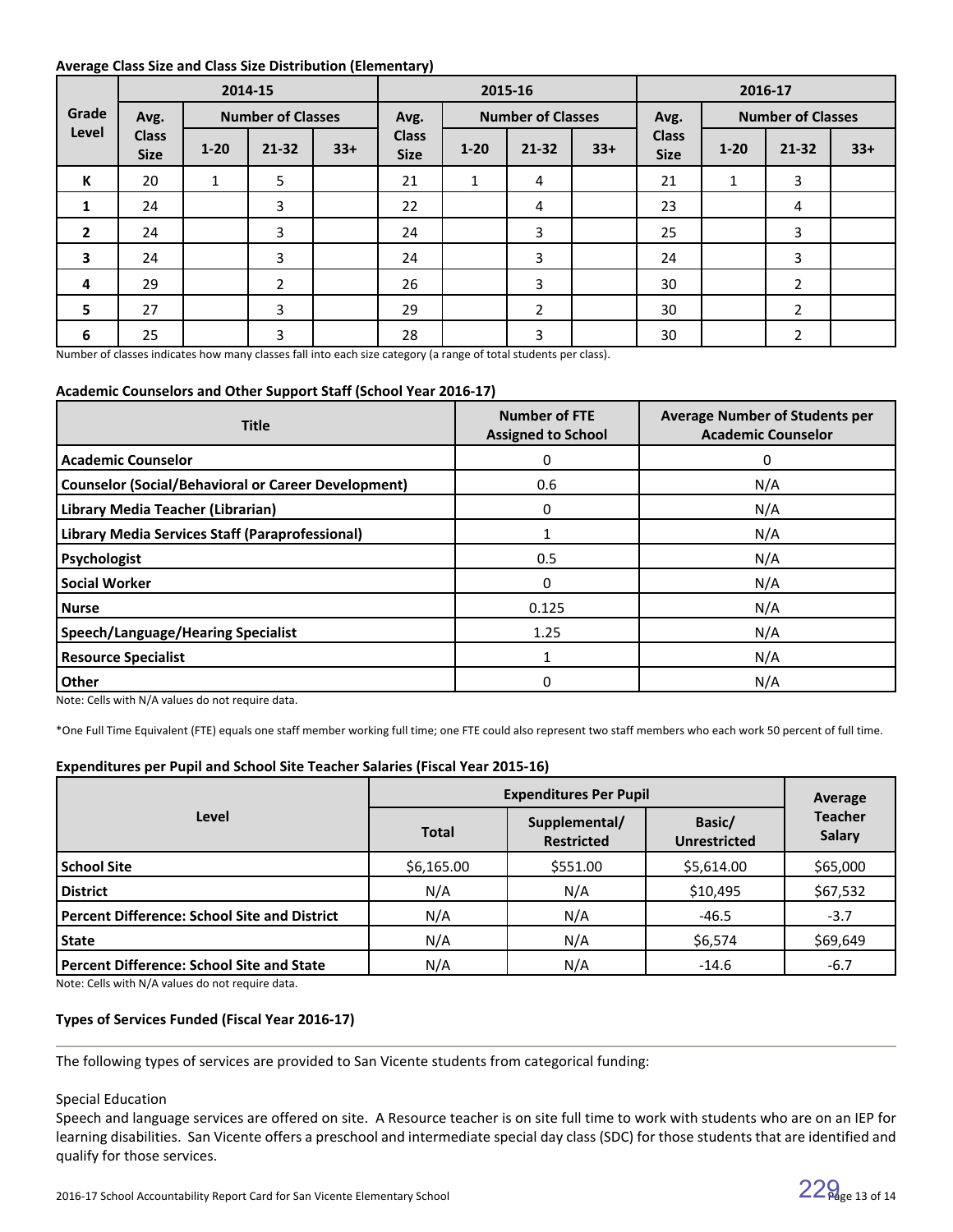**Average Class Size and Class Size Distribution (Elementary)**

| Grade Level | 2014-15 | | | | 2015-16 | | | | 2016-17 | | | |
|---|---|---|---|---|---|---|---|---|---|---|---|---|
| | Avg. Class Size | Number of Classes | | | Avg. Class Size | Number of Classes | | | Avg. Class Size | Number of Classes | | |
| | | 1-20 | 21-32 | 33+ | | 1-20 | 21-32 | 33+ | | 1-20 | 21-32 | 33+ |
| K | 20 | 1 | 5 | | 21 | 1 | 4 | | 21 | 1 | 3 | |
| 1 | 24 | | 3 | | 22 | | 4 | | 23 | | 4 | |
| 2 | 24 | | 3 | | 24 | | 3 | | 25 | | 3 | |
| 3 | 24 | | 3 | | 24 | | 3 | | 24 | | 3 | |
| 4 | 29 | | 2 | | 26 | | 3 | | 30 | | 2 | |
| 5 | 27 | | 3 | | 29 | | 2 | | 30 | | 2 | |
| 6 | 25 | | 3 | | 28 | | 3 | | 30 | | 2 | |

Number of classes indicates how many classes fall into each size category (a range of total students per class).

**Academic Counselors and Other Support Staff (School Year 2016-17)**

| Title | Number of FTE Assigned to School | Average Number of Students per Academic Counselor |
|---|---|---|
| Academic Counselor | 0 | 0 |
| Counselor (Social/Behavioral or Career Development) | 0.6 | N/A |
| Library Media Teacher (Librarian) | 0 | N/A |
| Library Media Services Staff (Paraprofessional) | 1 | N/A |
| Psychologist | 0.5 | N/A |
| Social Worker | 0 | N/A |
| Nurse | 0.125 | N/A |
| Speech/Language/Hearing Specialist | 1.25 | N/A |
| Resource Specialist | 1 | N/A |
| Other | 0 | N/A |

Note: Cells with N/A values do not require data.

*One Full Time Equivalent (FTE) equals one staff member working full time; one FTE could also represent two staff members who each work 50 percent of full time.

**Expenditures per Pupil and School Site Teacher Salaries (Fiscal Year 2015-16)**

| Level | Expenditures Per Pupil | | | Average Teacher Salary |
|---|---|---|---|---|
| | Total | Supplemental/ Restricted | Basic/ Unrestricted | |
| School Site | $6,165.00 | $551.00 | $5,614.00 | $65,000 |
| District | N/A | N/A | $10,495 | $67,532 |
| Percent Difference: School Site and District | N/A | N/A | -46.5 | -3.7 |
| State | N/A | N/A | $6,574 | $69,649 |
| Percent Difference: School Site and State | N/A | N/A | -14.6 | -6.7 |

Note: Cells with N/A values do not require data.

**Types of Services Funded (Fiscal Year 2016-17)**

The following types of services are provided to San Vicente students from categorical funding:

Special Education

Speech and language services are offered on site. A Resource teacher is on site full time to work with students who are on an IEP for learning disabilities. San Vicente offers a preschool and intermediate special day class (SDC) for those students that are identified and qualify for those services.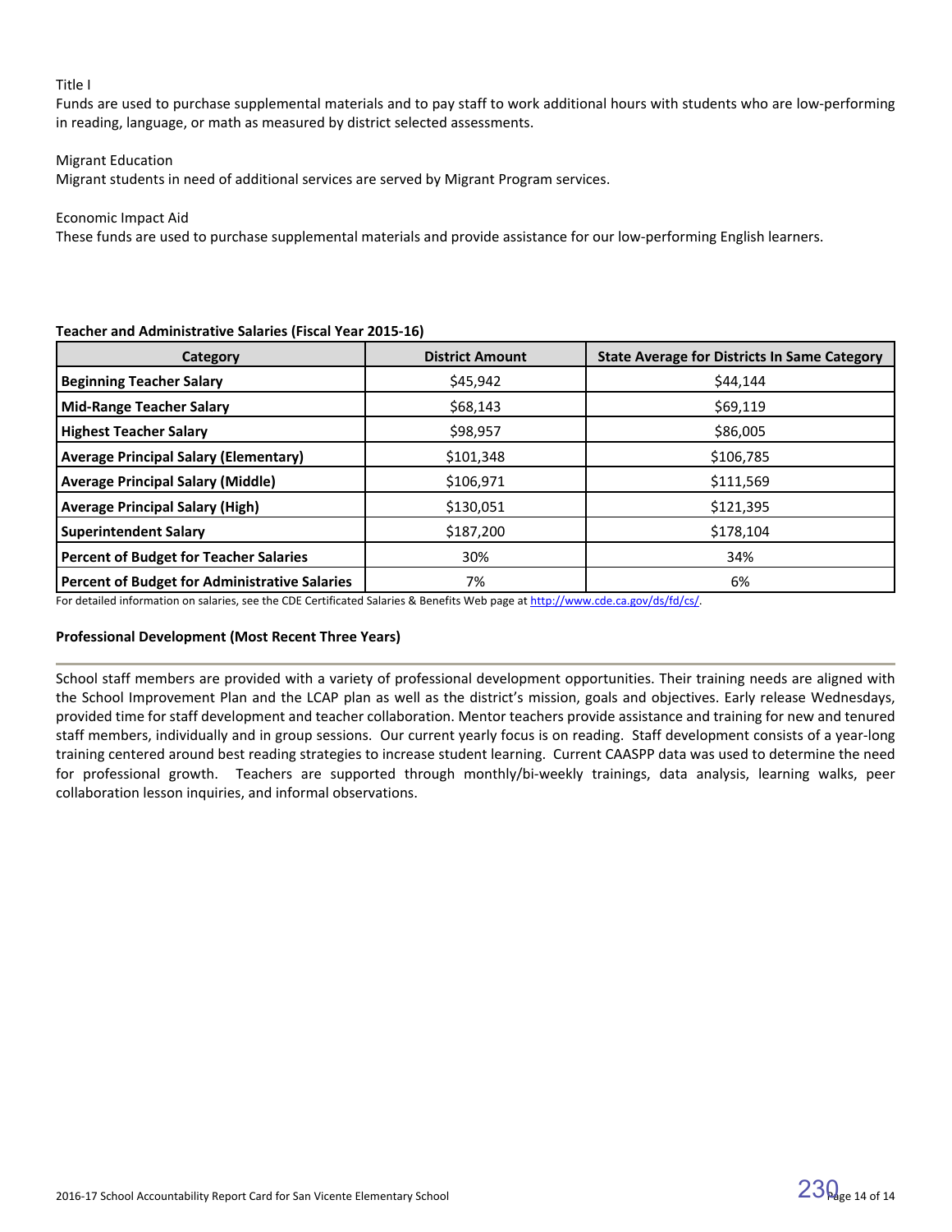Title I
Funds are used to purchase supplemental materials and to pay staff to work additional hours with students who are low-performing in reading, language, or math as measured by district selected assessments.

Migrant Education
Migrant students in need of additional services are served by Migrant Program services.

Economic Impact Aid
These funds are used to purchase supplemental materials and provide assistance for our low-performing English learners.

**Teacher and Administrative Salaries (Fiscal Year 2015-16)**

| Category | District Amount | State Average for Districts In Same Category |
|---|---|---|
| **Beginning Teacher Salary** | $45,942 | $44,144 |
| **Mid-Range Teacher Salary** | $68,143 | $69,119 |
| **Highest Teacher Salary** | $98,957 | $86,005 |
| **Average Principal Salary (Elementary)** | $101,348 | $106,785 |
| **Average Principal Salary (Middle)** | $106,971 | $111,569 |
| **Average Principal Salary (High)** | $130,051 | $121,395 |
| **Superintendent Salary** | $187,200 | $178,104 |
| **Percent of Budget for Teacher Salaries** | 30% | 34% |
| **Percent of Budget for Administrative Salaries** | 7% | 6% |

For detailed information on salaries, see the CDE Certificated Salaries & Benefits Web page at http://www.cde.ca.gov/ds/fd/cs/.

**Professional Development (Most Recent Three Years)**

School staff members are provided with a variety of professional development opportunities. Their training needs are aligned with the School Improvement Plan and the LCAP plan as well as the district's mission, goals and objectives. Early release Wednesdays, provided time for staff development and teacher collaboration. Mentor teachers provide assistance and training for new and tenured staff members, individually and in group sessions. Our current yearly focus is on reading. Staff development consists of a year-long training centered around best reading strategies to increase student learning. Current CAASPP data was used to determine the need for professional growth. Teachers are supported through monthly/bi-weekly trainings, data analysis, learning walks, peer collaboration lesson inquiries, and informal observations.